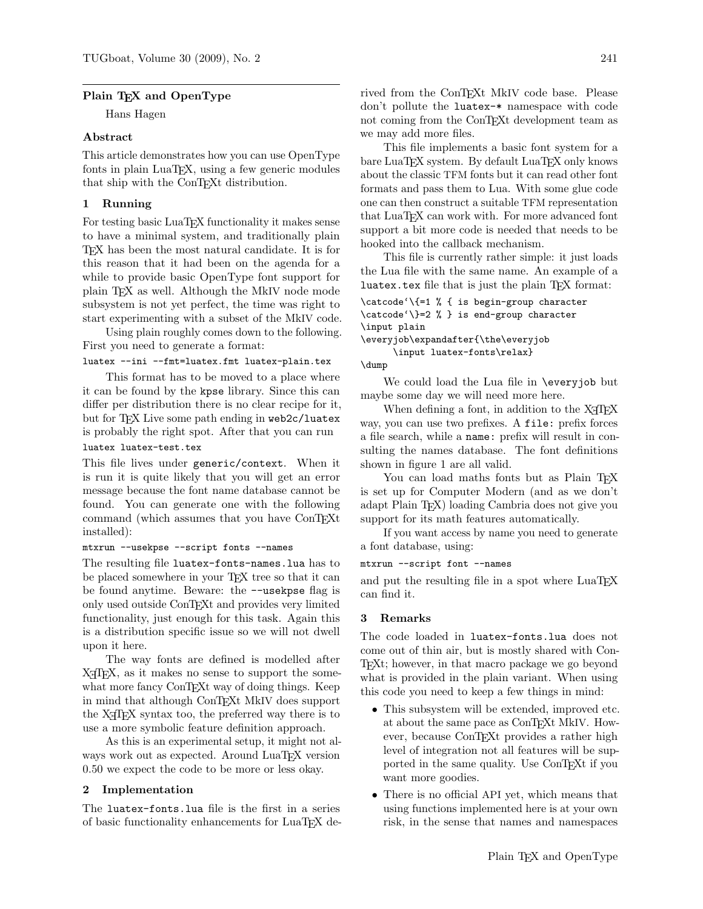## Plain TeX and OpenType

Hans Hagen

### Abstract

This article demonstrates how you can use OpenType fonts in plain LuaTeX, using a few generic modules that ship with the ConTeXt distribution.

### 1 Running

For testing basic LuaTeX functionality it makes sense to have a minimal system, and traditionally plain TeX has been the most natural candidate. It is for this reason that it had been on the agenda for a while to provide basic OpenType font support for plain TeX as well. Although the MkIV node mode subsystem is not yet perfect, the time was right to start experimenting with a subset of the MkIV code.

Using plain roughly comes down to the following. First you need to generate a format:

```
luatex --ini --fmt=luatex.fmt luatex-plain.tex
```

This format has to be moved to a place where it can be found by the `kpse` library. Since this can differ per distribution there is no clear recipe for it, but for TeX Live some path ending in `web2c/luatex` is probably the right spot. After that you can run

```
luatex luatex-test.tex
```

This file lives under `generic/context`. When it is run it is quite likely that you will get an error message because the font name database cannot be found. You can generate one with the following command (which assumes that you have ConTeXt installed):

```
mtxrun --usekpse --script fonts --names
```

The resulting file `luatex-fonts-names.lua` has to be placed somewhere in your TeX tree so that it can be found anytime. Beware: the `--usekpse` flag is only used outside ConTeXt and provides very limited functionality, just enough for this task. Again this is a distribution specific issue so we will not dwell upon it here.

The way fonts are defined is modelled after XeTeX, as it makes no sense to support the somewhat more fancy ConTeXt way of doing things. Keep in mind that although ConTeXt MkIV does support the XeTeX syntax too, the preferred way there is to use a more symbolic feature definition approach.

As this is an experimental setup, it might not always work out as expected. Around LuaTeX version 0.50 we expect the code to be more or less okay.

### 2 Implementation

The `luatex-fonts.lua` file is the first in a series of basic functionality enhancements for LuaTeX derived from the ConTeXt MkIV code base. Please don't pollute the `luatex-*` namespace with code not coming from the ConTeXt development team as we may add more files.

This file implements a basic font system for a bare LuaTeX system. By default LuaTeX only knows about the classic TFM fonts but it can read other font formats and pass them to Lua. With some glue code one can then construct a suitable TFM representation that LuaTeX can work with. For more advanced font support a bit more code is needed that needs to be hooked into the callback mechanism.

This file is currently rather simple: it just loads the Lua file with the same name. An example of a `luatex.tex` file that is just the plain TeX format:

```
\catcode`\{=1 % { is begin-group character
\catcode`\}=2 % } is end-group character
\input plain
\everyjob\expandafter{\the\everyjob
      \input luatex-fonts\relax}
\dump
```

We could load the Lua file in `\everyjob` but maybe some day we will need more here.

When defining a font, in addition to the XeTeX way, you can use two prefixes. A `file:` prefix forces a file search, while a `name:` prefix will result in consulting the names database. The font definitions shown in figure 1 are all valid.

You can load maths fonts but as Plain TeX is set up for Computer Modern (and as we don't adapt Plain TeX) loading Cambria does not give you support for its math features automatically.

If you want access by name you need to generate a font database, using:

```
mtxrun --script font --names
```

and put the resulting file in a spot where LuaTeX can find it.

### 3 Remarks

The code loaded in `luatex-fonts.lua` does not come out of thin air, but is mostly shared with ConTeXt; however, in that macro package we go beyond what is provided in the plain variant. When using this code you need to keep a few things in mind:

- This subsystem will be extended, improved etc. at about the same pace as ConTeXt MkIV. However, because ConTeXt provides a rather high level of integration not all features will be supported in the same quality. Use ConTeXt if you want more goodies.
- There is no official API yet, which means that using functions implemented here is at your own risk, in the sense that names and namespaces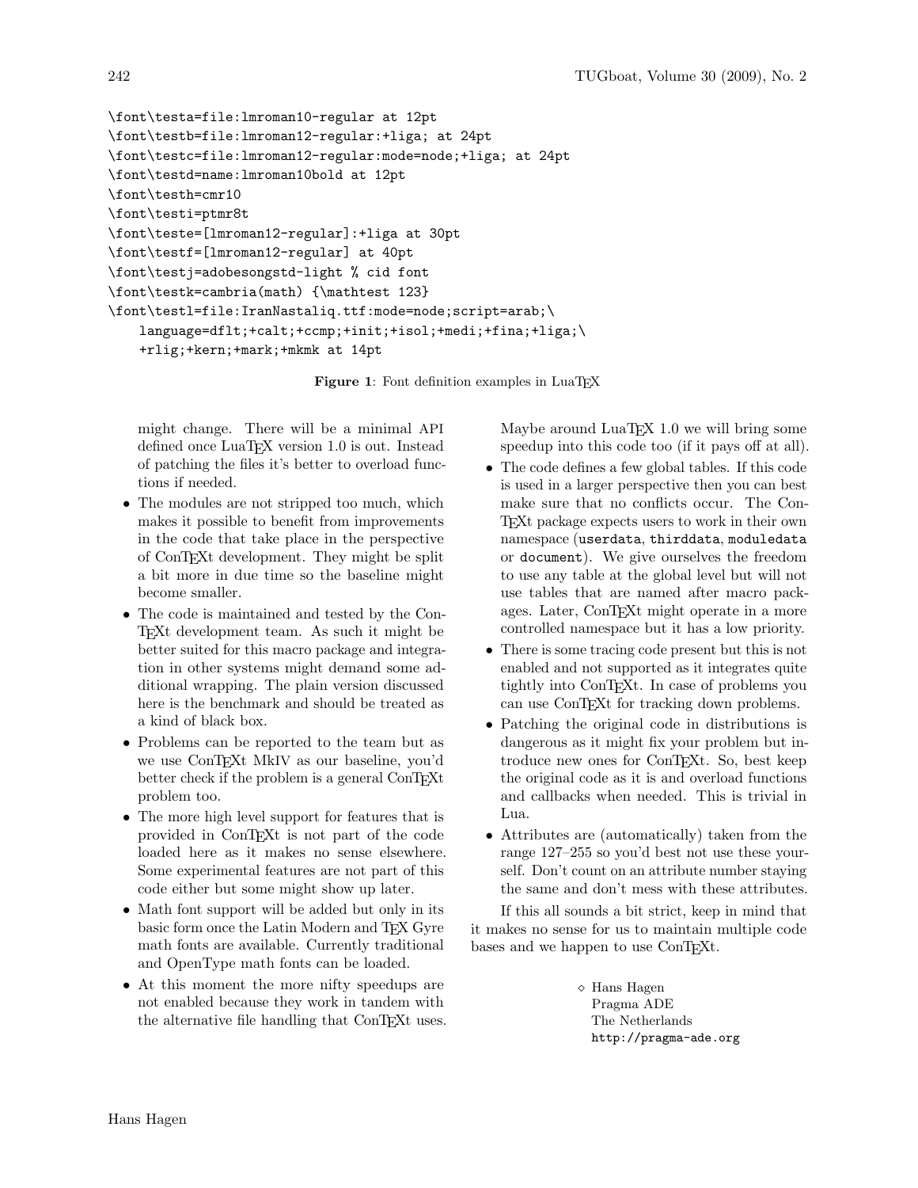```
\font\testa=file:lmroman10-regular at 12pt
\font\testb=file:lmroman12-regular:+liga; at 24pt
\font\testc=file:lmroman12-regular:mode=node;+liga; at 24pt
\font\testd=name:lmroman10bold at 12pt
\font\testh=cmr10
\font\testi=ptmr8t
\font\teste=[lmroman12-regular]:+liga at 30pt
\font\testf=[lmroman12-regular] at 40pt
\font\testj=adobesongstd-light % cid font
\font\testk=cambria(math) {\mathtest 123}
\font\testl=file:IranNastaliq.ttf:mode=node;script=arab;\
    language=dflt;+calt;+ccmp;+init;+isol;+medi;+fina;+liga;\
    +rlig;+kern;+mark;+mkmk at 14pt
```

**Figure 1**: Font definition examples in LuaTEX

might change. There will be a minimal API defined once LuaTEX version 1.0 is out. Instead of patching the files it's better to overload functions if needed.

- The modules are not stripped too much, which makes it possible to benefit from improvements in the code that take place in the perspective of ConTEXt development. They might be split a bit more in due time so the baseline might become smaller.
- The code is maintained and tested by the ConTEXt development team. As such it might be better suited for this macro package and integration in other systems might demand some additional wrapping. The plain version discussed here is the benchmark and should be treated as a kind of black box.
- Problems can be reported to the team but as we use ConTEXt MkIV as our baseline, you'd better check if the problem is a general ConTEXt problem too.
- The more high level support for features that is provided in ConTEXt is not part of the code loaded here as it makes no sense elsewhere. Some experimental features are not part of this code either but some might show up later.
- Math font support will be added but only in its basic form once the Latin Modern and TEX Gyre math fonts are available. Currently traditional and OpenType math fonts can be loaded.
- At this moment the more nifty speedups are not enabled because they work in tandem with the alternative file handling that ConTEXt uses. Maybe around LuaTEX 1.0 we will bring some speedup into this code too (if it pays off at all).
- The code defines a few global tables. If this code is used in a larger perspective then you can best make sure that no conflicts occur. The ConTEXt package expects users to work in their own namespace (`userdata`, `thirddata`, `moduledata` or `document`). We give ourselves the freedom to use any table at the global level but will not use tables that are named after macro packages. Later, ConTEXt might operate in a more controlled namespace but it has a low priority.
- There is some tracing code present but this is not enabled and not supported as it integrates quite tightly into ConTEXt. In case of problems you can use ConTEXt for tracking down problems.
- Patching the original code in distributions is dangerous as it might fix your problem but introduce new ones for ConTEXt. So, best keep the original code as it is and overload functions and callbacks when needed. This is trivial in Lua.
- Attributes are (automatically) taken from the range 127–255 so you'd best not use these yourself. Don't count on an attribute number staying the same and don't mess with these attributes.

If this all sounds a bit strict, keep in mind that it makes no sense for us to maintain multiple code bases and we happen to use ConTEXt.

◇ Hans Hagen
Pragma ADE
The Netherlands
http://pragma-ade.org